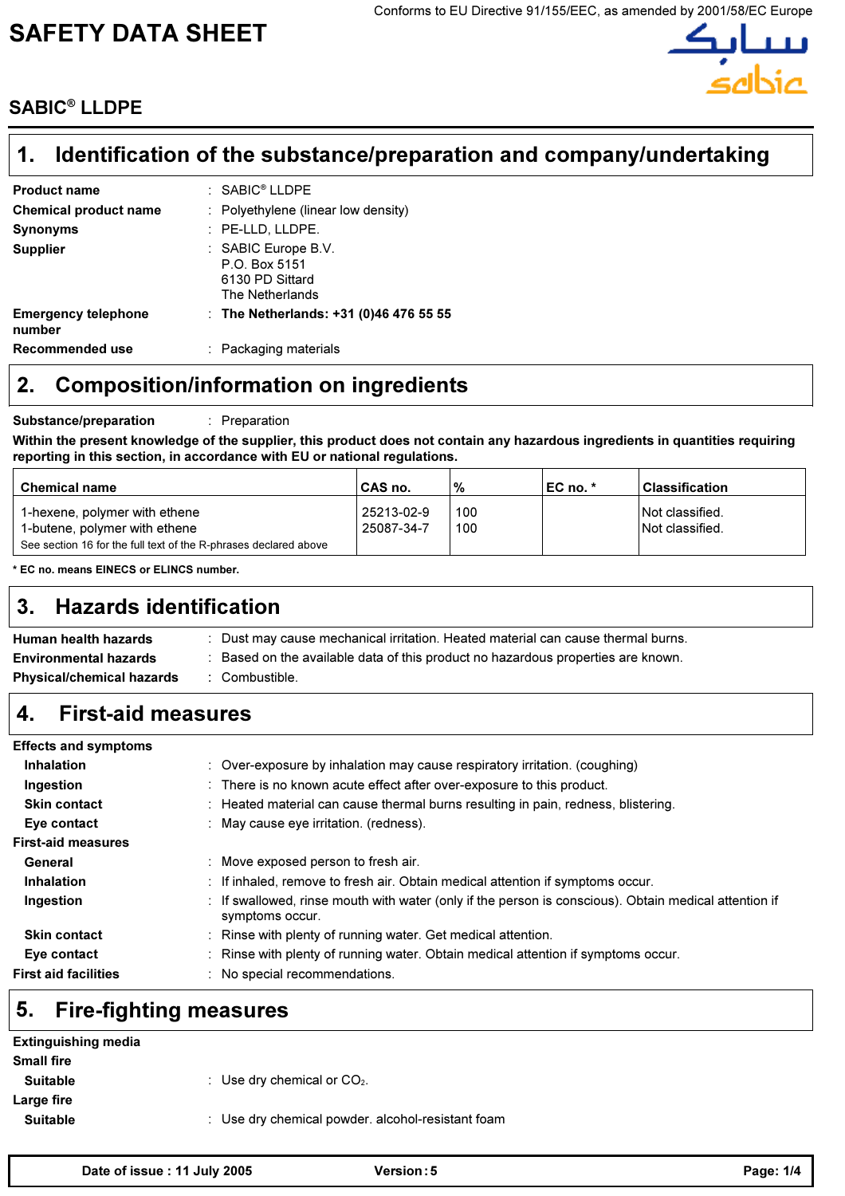Conforms to EU Directive 91/155/EEC, as amended by 2001/58/EC Europe

# SAFETY DATA SHEET

## SABIC® LLDPE

## 1. Identification of the substance/preparation and company/undertaking

**Product name** : SABIC® LLDPE

**Chemical product name** : Polyethylene (linear low density)

**Synonyms** : PE-LLD, LLDPE.

**Supplier** : SABIC Europe B.V.
P.O. Box 5151
6130 PD Sittard
The Netherlands

**Emergency telephone number** : **The Netherlands: +31 (0)46 476 55 55**

**Recommended use** : Packaging materials

## 2. Composition/information on ingredients

**Substance/preparation** : Preparation

**Within the present knowledge of the supplier, this product does not contain any hazardous ingredients in quantities requiring reporting in this section, in accordance with EU or national regulations.**

| Chemical name | CAS no. | % | EC no. * | Classification |
|---|---|---|---|---|
| 1-hexene, polymer with ethene | 25213-02-9 | 100 | | Not classified. |
| 1-butene, polymer with ethene | 25087-34-7 | 100 | | Not classified. |
| See section 16 for the full text of the R-phrases declared above | | | | |

**\* EC no. means EINECS or ELINCS number.**

## 3. Hazards identification

**Human health hazards** : Dust may cause mechanical irritation. Heated material can cause thermal burns.

**Environmental hazards** : Based on the available data of this product no hazardous properties are known.

**Physical/chemical hazards** : Combustible.

## 4. First-aid measures

**Effects and symptoms**

**Inhalation** : Over-exposure by inhalation may cause respiratory irritation. (coughing)

**Ingestion** : There is no known acute effect after over-exposure to this product.

**Skin contact** : Heated material can cause thermal burns resulting in pain, redness, blistering.

**Eye contact** : May cause eye irritation. (redness).

**First-aid measures**

**General** : Move exposed person to fresh air.

**Inhalation** : If inhaled, remove to fresh air. Obtain medical attention if symptoms occur.

**Ingestion** : If swallowed, rinse mouth with water (only if the person is conscious). Obtain medical attention if symptoms occur.

**Skin contact** : Rinse with plenty of running water. Get medical attention.

**Eye contact** : Rinse with plenty of running water. Obtain medical attention if symptoms occur.

**First aid facilities** : No special recommendations.

## 5. Fire-fighting measures

**Extinguishing media**

**Small fire**

**Suitable** : Use dry chemical or $CO_2$.

**Large fire**

**Suitable** : Use dry chemical powder. alcohol-resistant foam

**Date of issue : 11 July 2005** **Version : 5**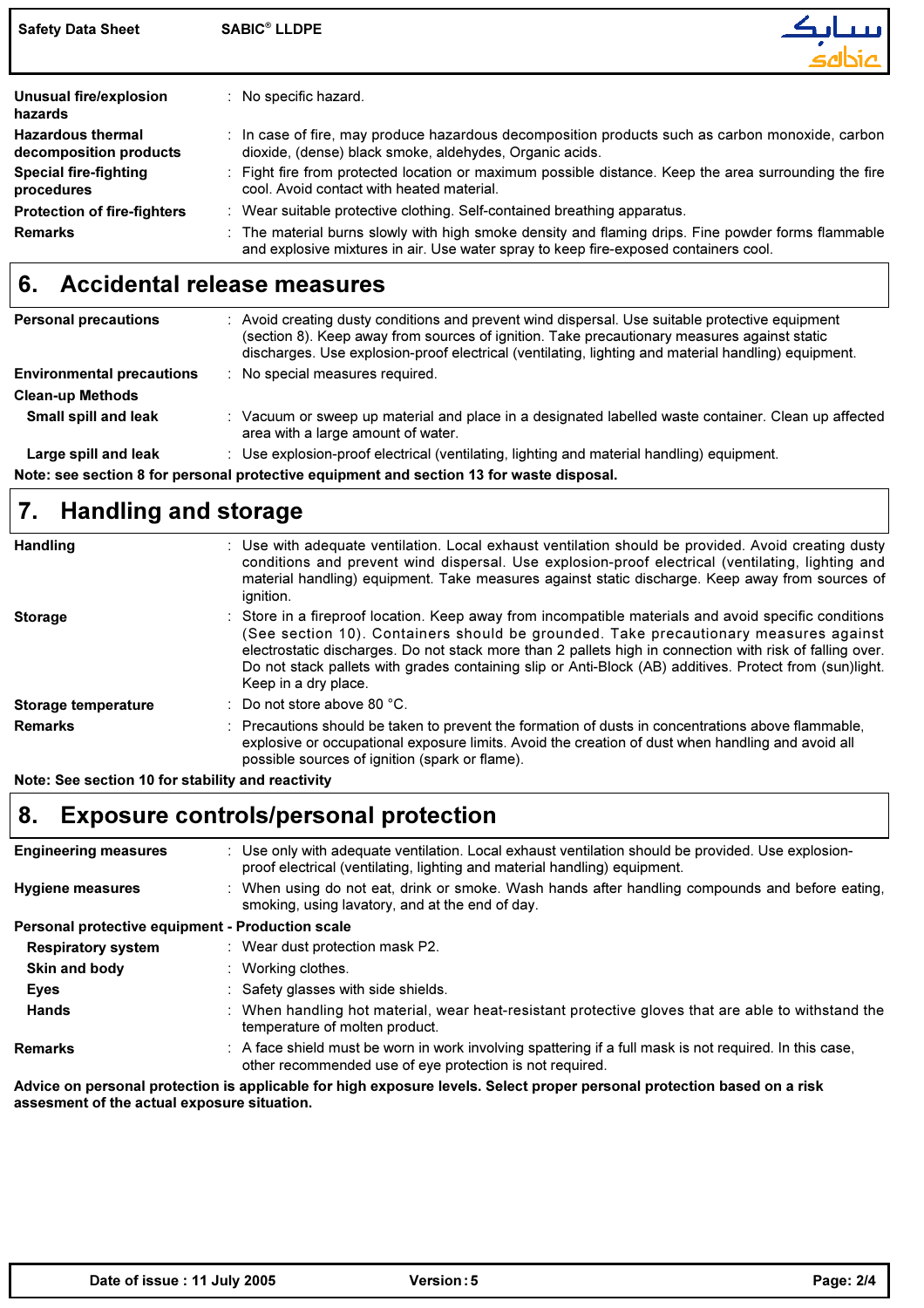| | |
|---|---|
| **Unusual fire/explosion hazards** | : No specific hazard. |
| **Hazardous thermal decomposition products** | : In case of fire, may produce hazardous decomposition products such as carbon monoxide, carbon dioxide, (dense) black smoke, aldehydes, Organic acids. |
| **Special fire-fighting procedures** | : Fight fire from protected location or maximum possible distance. Keep the area surrounding the fire cool. Avoid contact with heated material. |
| **Protection of fire-fighters** | : Wear suitable protective clothing. Self-contained breathing apparatus. |
| **Remarks** | : The material burns slowly with high smoke density and flaming drips. Fine powder forms flammable and explosive mixtures in air. Use water spray to keep fire-exposed containers cool. |

## 6. Accidental release measures

| | |
|---|---|
| **Personal precautions** | : Avoid creating dusty conditions and prevent wind dispersal. Use suitable protective equipment (section 8). Keep away from sources of ignition. Take precautionary measures against static discharges. Use explosion-proof electrical (ventilating, lighting and material handling) equipment. |
| **Environmental precautions** | : No special measures required. |
| **Clean-up Methods** | |
| **Small spill and leak** | : Vacuum or sweep up material and place in a designated labelled waste container. Clean up affected area with a large amount of water. |
| **Large spill and leak** | : Use explosion-proof electrical (ventilating, lighting and material handling) equipment. |

**Note: see section 8 for personal protective equipment and section 13 for waste disposal.**

## 7. Handling and storage

| | |
|---|---|
| **Handling** | : Use with adequate ventilation. Local exhaust ventilation should be provided. Avoid creating dusty conditions and prevent wind dispersal. Use explosion-proof electrical (ventilating, lighting and material handling) equipment. Take measures against static discharge. Keep away from sources of ignition. |
| **Storage** | : Store in a fireproof location. Keep away from incompatible materials and avoid specific conditions (See section 10). Containers should be grounded. Take precautionary measures against electrostatic discharges. Do not stack more than 2 pallets high in connection with risk of falling over. Do not stack pallets with grades containing slip or Anti-Block (AB) additives. Protect from (sun)light. Keep in a dry place. |
| **Storage temperature** | : Do not store above 80 °C. |
| **Remarks** | : Precautions should be taken to prevent the formation of dusts in concentrations above flammable, explosive or occupational exposure limits. Avoid the creation of dust when handling and avoid all possible sources of ignition (spark or flame). |

**Note: See section 10 for stability and reactivity**

## 8. Exposure controls/personal protection

| | |
|---|---|
| **Engineering measures** | : Use only with adequate ventilation. Local exhaust ventilation should be provided. Use explosion-proof electrical (ventilating, lighting and material handling) equipment. |
| **Hygiene measures** | : When using do not eat, drink or smoke. Wash hands after handling compounds and before eating, smoking, using lavatory, and at the end of day. |
| **Personal protective equipment - Production scale** | |
| **Respiratory system** | : Wear dust protection mask P2. |
| **Skin and body** | : Working clothes. |
| **Eyes** | : Safety glasses with side shields. |
| **Hands** | : When handling hot material, wear heat-resistant protective gloves that are able to withstand the temperature of molten product. |
| **Remarks** | : A face shield must be worn in work involving spattering if a full mask is not required. In this case, other recommended use of eye protection is not required. |

**Advice on personal protection is applicable for high exposure levels. Select proper personal protection based on a risk assesment of the actual exposure situation.**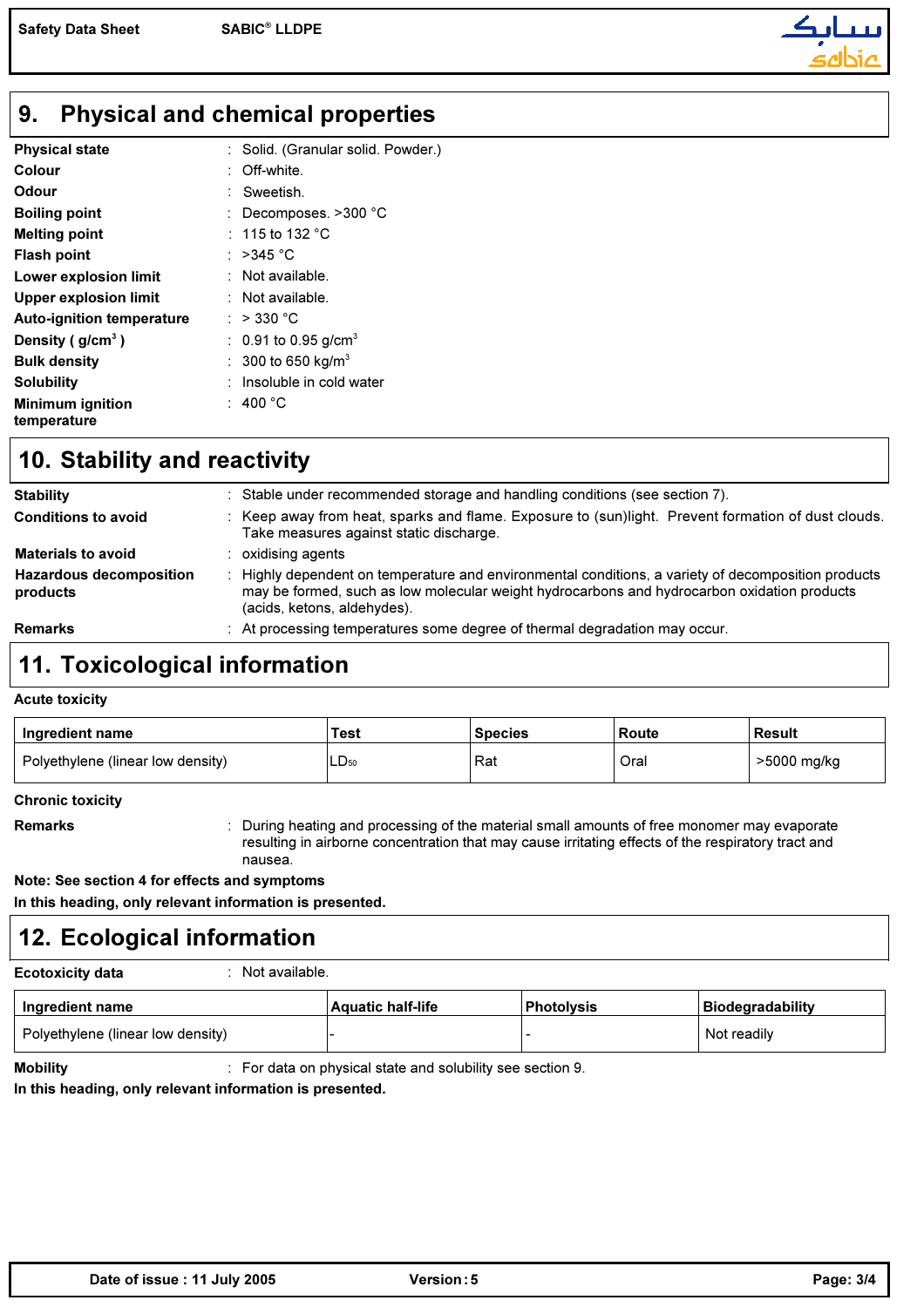## 9. Physical and chemical properties

| | |
|---|---|
| **Physical state** | Solid. (Granular solid. Powder.) |
| **Colour** | Off-white. |
| **Odour** | Sweetish. |
| **Boiling point** | Decomposes. >300 °C |
| **Melting point** | 115 to 132 °C |
| **Flash point** | >345 °C |
| **Lower explosion limit** | Not available. |
| **Upper explosion limit** | Not available. |
| **Auto-ignition temperature** | > 330 °C |
| **Density ( $g/cm^3$ )** | 0.91 to 0.95 $g/cm^3$ |
| **Bulk density** | 300 to 650 $kg/m^3$ |
| **Solubility** | Insoluble in cold water |
| **Minimum ignition temperature** | 400 °C |

## 10. Stability and reactivity

| | |
|---|---|
| **Stability** | Stable under recommended storage and handling conditions (see section 7). |
| **Conditions to avoid** | Keep away from heat, sparks and flame. Exposure to (sun)light. Prevent formation of dust clouds. Take measures against static discharge. |
| **Materials to avoid** | oxidising agents |
| **Hazardous decomposition products** | Highly dependent on temperature and environmental conditions, a variety of decomposition products may be formed, such as low molecular weight hydrocarbons and hydrocarbon oxidation products (acids, ketons, aldehydes). |
| **Remarks** | At processing temperatures some degree of thermal degradation may occur. |

## 11. Toxicological information

**Acute toxicity**

| Ingredient name | Test | Species | Route | Result |
|---|---|---|---|---|
| Polyethylene (linear low density) | $LD_{50}$ | Rat | Oral | >5000 mg/kg |

**Chronic toxicity**

**Remarks** : During heating and processing of the material small amounts of free monomer may evaporate resulting in airborne concentration that may cause irritating effects of the respiratory tract and nausea.

**Note: See section 4 for effects and symptoms**

**In this heading, only relevant information is presented.**

## 12. Ecological information

**Ecotoxicity data** : Not available.

| Ingredient name | Aquatic half-life | Photolysis | Biodegradability |
|---|---|---|---|
| Polyethylene (linear low density) | - | - | Not readily |

**Mobility** : For data on physical state and solubility see section 9.

**In this heading, only relevant information is presented.**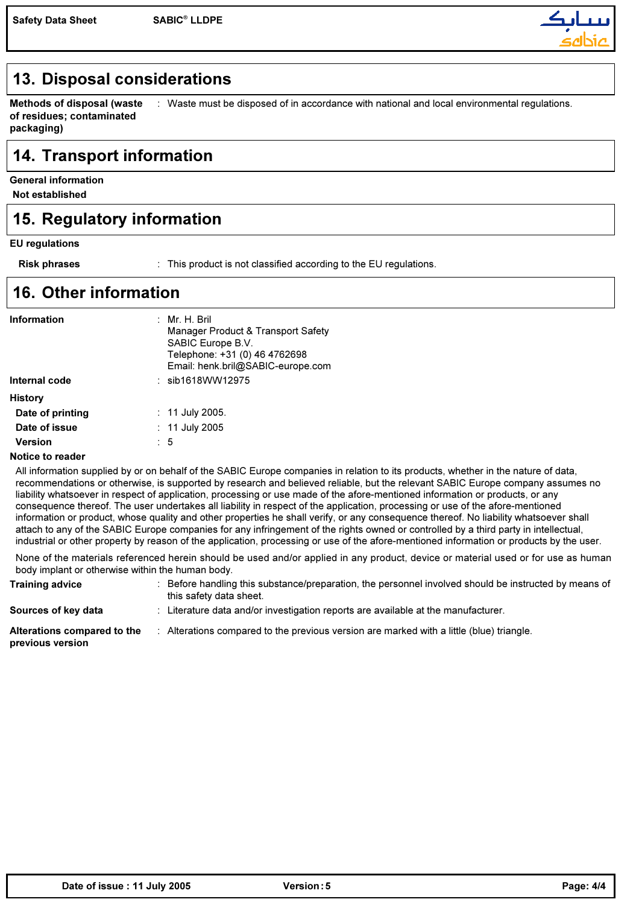## 13. Disposal considerations

**Methods of disposal (waste of residues; contaminated packaging)** : Waste must be disposed of in accordance with national and local environmental regulations.

## 14. Transport information

**General information**

**Not established**

## 15. Regulatory information

**EU regulations**

**Risk phrases** : This product is not classified according to the EU regulations.

## 16. Other information

**Information** : Mr. H. Bril
Manager Product & Transport Safety
SABIC Europe B.V.
Telephone: +31 (0) 46 4762698
Email: henk.bril@SABIC-europe.com

**Internal code** : sib1618WW12975

**History**

**Date of printing** : 11 July 2005.

**Date of issue** : 11 July 2005

**Version** : 5

**Notice to reader**

All information supplied by or on behalf of the SABIC Europe companies in relation to its products, whether in the nature of data, recommendations or otherwise, is supported by research and believed reliable, but the relevant SABIC Europe company assumes no liability whatsoever in respect of application, processing or use made of the afore-mentioned information or products, or any consequence thereof. The user undertakes all liability in respect of the application, processing or use of the afore-mentioned information or product, whose quality and other properties he shall verify, or any consequence thereof. No liability whatsoever shall attach to any of the SABIC Europe companies for any infringement of the rights owned or controlled by a third party in intellectual, industrial or other property by reason of the application, processing or use of the afore-mentioned information or products by the user.

None of the materials referenced herein should be used and/or applied in any product, device or material used or for use as human body implant or otherwise within the human body.

**Training advice** : Before handling this substance/preparation, the personnel involved should be instructed by means of this safety data sheet.

**Sources of key data** : Literature data and/or investigation reports are available at the manufacturer.

**Alterations compared to the previous version** : Alterations compared to the previous version are marked with a little (blue) triangle.